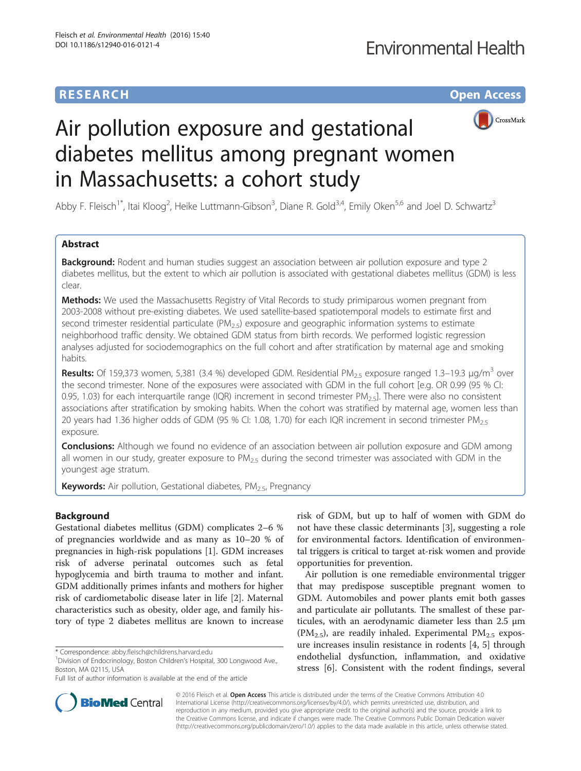RESEARCH Open Access

# Air pollution exposure and gestational diabetes mellitus among pregnant women in Massachusetts: a cohort study

Abby F. Fleisch[1*], Itai Kloog[2], Heike Luttmann-Gibson[3], Diane R. Gold[3,4], Emily Oken[5,6] and Joel D. Schwartz[3]

## Abstract

**Background:** Rodent and human studies suggest an association between air pollution exposure and type 2 diabetes mellitus, but the extent to which air pollution is associated with gestational diabetes mellitus (GDM) is less clear.

**Methods:** We used the Massachusetts Registry of Vital Records to study primiparous women pregnant from 2003-2008 without pre-existing diabetes. We used satellite-based spatiotemporal models to estimate first and second trimester residential particulate ($PM_{2.5}$) exposure and geographic information systems to estimate neighborhood traffic density. We obtained GDM status from birth records. We performed logistic regression analyses adjusted for sociodemographics on the full cohort and after stratification by maternal age and smoking habits.

**Results:** Of 159,373 women, 5,381 (3.4 %) developed GDM. Residential $PM_{2.5}$ exposure ranged 1.3–19.3 μg/m$^3$ over the second trimester. None of the exposures were associated with GDM in the full cohort [e.g. OR 0.99 (95 % CI: 0.95, 1.03) for each interquartile range (IQR) increment in second trimester $PM_{2.5}$]. There were also no consistent associations after stratification by smoking habits. When the cohort was stratified by maternal age, women less than 20 years had 1.36 higher odds of GDM (95 % CI: 1.08, 1.70) for each IQR increment in second trimester $PM_{2.5}$ exposure.

**Conclusions:** Although we found no evidence of an association between air pollution exposure and GDM among all women in our study, greater exposure to $PM_{2.5}$ during the second trimester was associated with GDM in the youngest age stratum.

**Keywords:** Air pollution, Gestational diabetes, $PM_{2.5}$, Pregnancy

## Background

Gestational diabetes mellitus (GDM) complicates 2–6 % of pregnancies worldwide and as many as 10–20 % of pregnancies in high-risk populations [1]. GDM increases risk of adverse perinatal outcomes such as fetal hypoglycemia and birth trauma to mother and infant. GDM additionally primes infants and mothers for higher risk of cardiometabolic disease later in life [2]. Maternal characteristics such as obesity, older age, and family history of type 2 diabetes mellitus are known to increase risk of GDM, but up to half of women with GDM do not have these classic determinants [3], suggesting a role for environmental factors. Identification of environmental triggers is critical to target at-risk women and provide opportunities for prevention.

Air pollution is one remediable environmental trigger that may predispose susceptible pregnant women to GDM. Automobiles and power plants emit both gasses and particulate air pollutants. The smallest of these particles, with an aerodynamic diameter less than 2.5 μm ($PM_{2.5}$), are readily inhaled. Experimental $PM_{2.5}$ exposure increases insulin resistance in rodents [4, 5] through endothelial dysfunction, inflammation, and oxidative stress [6]. Consistent with the rodent findings, several

\* Correspondence: abby.fleisch@childrens.harvard.edu
[1]Division of Endocrinology, Boston Children's Hospital, 300 Longwood Ave., Boston, MA 02115, USA
Full list of author information is available at the end of the article

© 2016 Fleisch et al. **Open Access** This article is distributed under the terms of the Creative Commons Attribution 4.0 International License (http://creativecommons.org/licenses/by/4.0/), which permits unrestricted use, distribution, and reproduction in any medium, provided you give appropriate credit to the original author(s) and the source, provide a link to the Creative Commons license, and indicate if changes were made. The Creative Commons Public Domain Dedication waiver (http://creativecommons.org/publicdomain/zero/1.0/) applies to the data made available in this article, unless otherwise stated.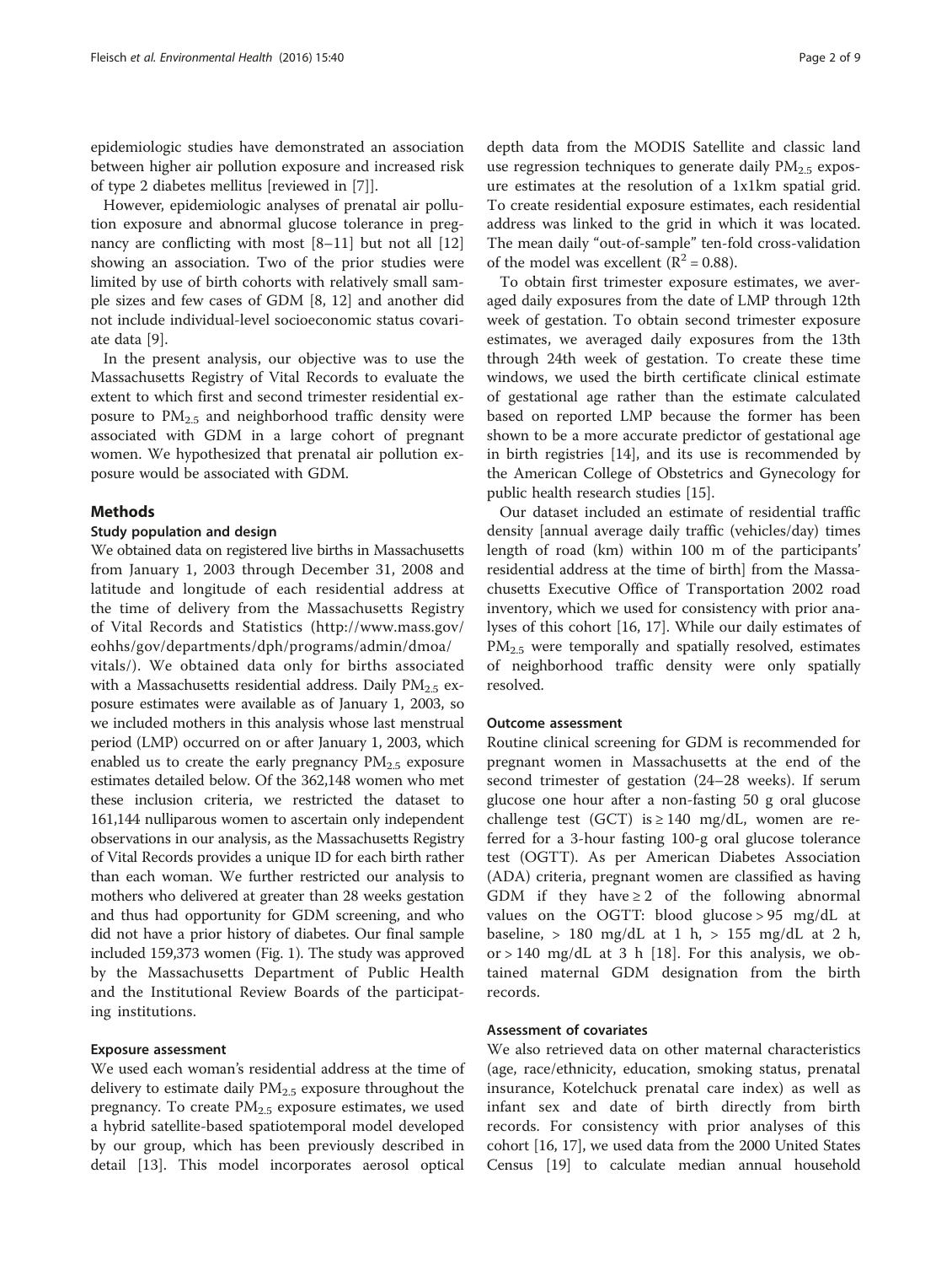epidemiologic studies have demonstrated an association between higher air pollution exposure and increased risk of type 2 diabetes mellitus [reviewed in [7]].

However, epidemiologic analyses of prenatal air pollution exposure and abnormal glucose tolerance in pregnancy are conflicting with most [8–11] but not all [12] showing an association. Two of the prior studies were limited by use of birth cohorts with relatively small sample sizes and few cases of GDM [8, 12] and another did not include individual-level socioeconomic status covariate data [9].

In the present analysis, our objective was to use the Massachusetts Registry of Vital Records to evaluate the extent to which first and second trimester residential exposure to $PM_{2.5}$ and neighborhood traffic density were associated with GDM in a large cohort of pregnant women. We hypothesized that prenatal air pollution exposure would be associated with GDM.

## Methods

### Study population and design

We obtained data on registered live births in Massachusetts from January 1, 2003 through December 31, 2008 and latitude and longitude of each residential address at the time of delivery from the Massachusetts Registry of Vital Records and Statistics (http://www.mass.gov/eohhs/gov/departments/dph/programs/admin/dmoa/vitals/). We obtained data only for births associated with a Massachusetts residential address. Daily $PM_{2.5}$ exposure estimates were available as of January 1, 2003, so we included mothers in this analysis whose last menstrual period (LMP) occurred on or after January 1, 2003, which enabled us to create the early pregnancy $PM_{2.5}$ exposure estimates detailed below. Of the 362,148 women who met these inclusion criteria, we restricted the dataset to 161,144 nulliparous women to ascertain only independent observations in our analysis, as the Massachusetts Registry of Vital Records provides a unique ID for each birth rather than each woman. We further restricted our analysis to mothers who delivered at greater than 28 weeks gestation and thus had opportunity for GDM screening, and who did not have a prior history of diabetes. Our final sample included 159,373 women (Fig. 1). The study was approved by the Massachusetts Department of Public Health and the Institutional Review Boards of the participating institutions.

### Exposure assessment

We used each woman's residential address at the time of delivery to estimate daily $PM_{2.5}$ exposure throughout the pregnancy. To create $PM_{2.5}$ exposure estimates, we used a hybrid satellite-based spatiotemporal model developed by our group, which has been previously described in detail [13]. This model incorporates aerosol optical depth data from the MODIS Satellite and classic land use regression techniques to generate daily $PM_{2.5}$ exposure estimates at the resolution of a 1x1km spatial grid. To create residential exposure estimates, each residential address was linked to the grid in which it was located. The mean daily "out-of-sample" ten-fold cross-validation of the model was excellent ($R^2 = 0.88$).

To obtain first trimester exposure estimates, we averaged daily exposures from the date of LMP through 12th week of gestation. To obtain second trimester exposure estimates, we averaged daily exposures from the 13th through 24th week of gestation. To create these time windows, we used the birth certificate clinical estimate of gestational age rather than the estimate calculated based on reported LMP because the former has been shown to be a more accurate predictor of gestational age in birth registries [14], and its use is recommended by the American College of Obstetrics and Gynecology for public health research studies [15].

Our dataset included an estimate of residential traffic density [annual average daily traffic (vehicles/day) times length of road (km) within 100 m of the participants' residential address at the time of birth] from the Massachusetts Executive Office of Transportation 2002 road inventory, which we used for consistency with prior analyses of this cohort [16, 17]. While our daily estimates of $PM_{2.5}$ were temporally and spatially resolved, estimates of neighborhood traffic density were only spatially resolved.

### Outcome assessment

Routine clinical screening for GDM is recommended for pregnant women in Massachusetts at the end of the second trimester of gestation (24–28 weeks). If serum glucose one hour after a non-fasting 50 g oral glucose challenge test (GCT) is $\geq 140$ mg/dL, women are referred for a 3-hour fasting 100-g oral glucose tolerance test (OGTT). As per American Diabetes Association (ADA) criteria, pregnant women are classified as having GDM if they have $\geq 2$ of the following abnormal values on the OGTT: blood glucose $> 95$ mg/dL at baseline, $> 180$ mg/dL at 1 h, $> 155$ mg/dL at 2 h, or $> 140$ mg/dL at 3 h [18]. For this analysis, we obtained maternal GDM designation from the birth records.

### Assessment of covariates

We also retrieved data on other maternal characteristics (age, race/ethnicity, education, smoking status, prenatal insurance, Kotelchuck prenatal care index) as well as infant sex and date of birth directly from birth records. For consistency with prior analyses of this cohort [16, 17], we used data from the 2000 United States Census [19] to calculate median annual household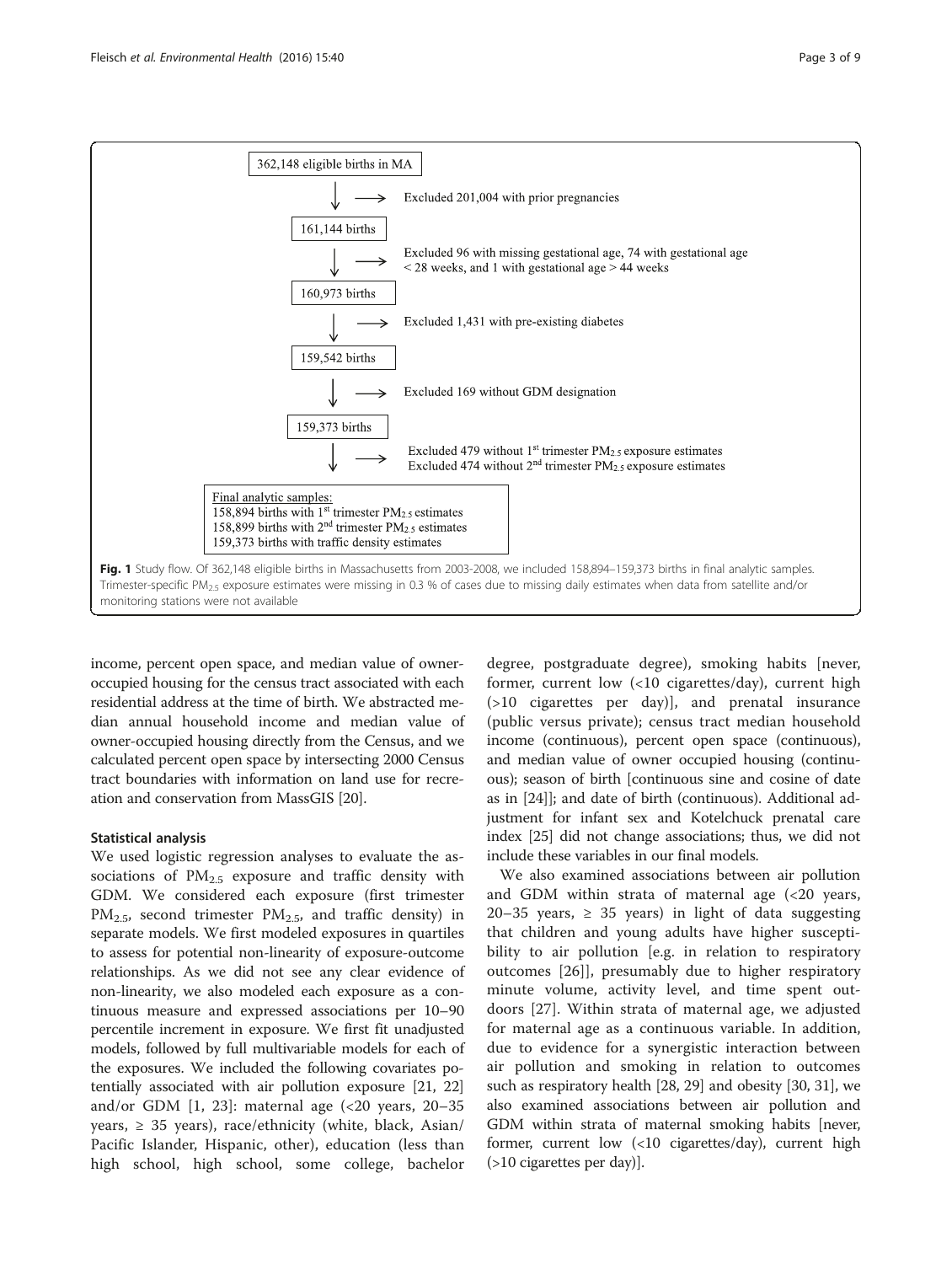362,148 eligible births in MA

→ Excluded 201,004 with prior pregnancies

161,144 births

→ Excluded 96 with missing gestational age, 74 with gestational age < 28 weeks, and 1 with gestational age > 44 weeks

160,973 births

→ Excluded 1,431 with pre-existing diabetes

159,542 births

→ Excluded 169 without GDM designation

159,373 births

→ Excluded 479 without 1[st] trimester $PM_{2.5}$ exposure estimates
Excluded 474 without 2[nd] trimester $PM_{2.5}$ exposure estimates

Final analytic samples:
158,894 births with 1[st] trimester $PM_{2.5}$ estimates
158,899 births with 2[nd] trimester $PM_{2.5}$ estimates
159,373 births with traffic density estimates

**Fig. 1** Study flow. Of 362,148 eligible births in Massachusetts from 2003-2008, we included 158,894–159,373 births in final analytic samples. Trimester-specific $PM_{2.5}$ exposure estimates were missing in 0.3 % of cases due to missing daily estimates when data from satellite and/or monitoring stations were not available

income, percent open space, and median value of owner-occupied housing for the census tract associated with each residential address at the time of birth. We abstracted median annual household income and median value of owner-occupied housing directly from the Census, and we calculated percent open space by intersecting 2000 Census tract boundaries with information on land use for recreation and conservation from MassGIS [20].

### Statistical analysis

We used logistic regression analyses to evaluate the associations of $PM_{2.5}$ exposure and traffic density with GDM. We considered each exposure (first trimester $PM_{2.5}$, second trimester $PM_{2.5}$, and traffic density) in separate models. We first modeled exposures in quartiles to assess for potential non-linearity of exposure-outcome relationships. As we did not see any clear evidence of non-linearity, we also modeled each exposure as a continuous measure and expressed associations per 10–90 percentile increment in exposure. We first fit unadjusted models, followed by full multivariable models for each of the exposures. We included the following covariates potentially associated with air pollution exposure [21, 22] and/or GDM [1, 23]: maternal age (<20 years, 20–35 years, ≥ 35 years), race/ethnicity (white, black, Asian/Pacific Islander, Hispanic, other), education (less than high school, high school, some college, bachelor degree, postgraduate degree), smoking habits [never, former, current low (<10 cigarettes/day), current high (>10 cigarettes per day)], and prenatal insurance (public versus private); census tract median household income (continuous), percent open space (continuous), and median value of owner occupied housing (continuous); season of birth [continuous sine and cosine of date as in [24]]; and date of birth (continuous). Additional adjustment for infant sex and Kotelchuck prenatal care index [25] did not change associations; thus, we did not include these variables in our final models.

We also examined associations between air pollution and GDM within strata of maternal age (<20 years, 20–35 years, ≥ 35 years) in light of data suggesting that children and young adults have higher susceptibility to air pollution [e.g. in relation to respiratory outcomes [26]], presumably due to higher respiratory minute volume, activity level, and time spent outdoors [27]. Within strata of maternal age, we adjusted for maternal age as a continuous variable. In addition, due to evidence for a synergistic interaction between air pollution and smoking in relation to outcomes such as respiratory health [28, 29] and obesity [30, 31], we also examined associations between air pollution and GDM within strata of maternal smoking habits [never, former, current low (<10 cigarettes/day), current high (>10 cigarettes per day)].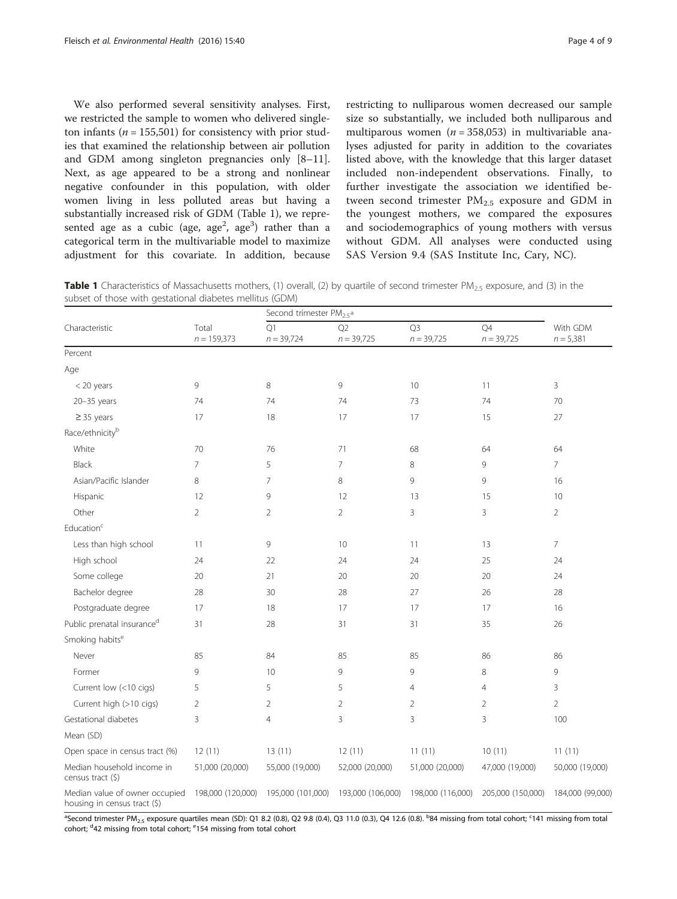We also performed several sensitivity analyses. First, we restricted the sample to women who delivered singleton infants ($n = 155,501$) for consistency with prior studies that examined the relationship between air pollution and GDM among singleton pregnancies only [8–11]. Next, as age appeared to be a strong and nonlinear negative confounder in this population, with older women living in less polluted areas but having a substantially increased risk of GDM (Table 1), we represented age as a cubic (age, age$^2$, age$^3$) rather than a categorical term in the multivariable model to maximize adjustment for this covariate. In addition, because restricting to nulliparous women decreased our sample size so substantially, we included both nulliparous and multiparous women ($n = 358,053$) in multivariable analyses adjusted for parity in addition to the covariates listed above, with the knowledge that this larger dataset included non-independent observations. Finally, to further investigate the association we identified between second trimester $PM_{2.5}$ exposure and GDM in the youngest mothers, we compared the exposures and sociodemographics of young mothers with versus without GDM. All analyses were conducted using SAS Version 9.4 (SAS Institute Inc, Cary, NC).

**Table 1** Characteristics of Massachusetts mothers, (1) overall, (2) by quartile of second trimester $PM_{2.5}$ exposure, and (3) in the subset of those with gestational diabetes mellitus (GDM)

| Characteristic | Total | Second trimester $PM_{2.5}$[a] | | | | With GDM |
|---|---|---|---|---|---|---|
| | $n = 159,373$ | Q1 $n = 39,724$ | Q2 $n = 39,725$ | Q3 $n = 39,725$ | Q4 $n = 39,725$ | $n = 5,381$ |
| Percent | | | | | | |
| Age | | | | | | |
| < 20 years | 9 | 8 | 9 | 10 | 11 | 3 |
| 20–35 years | 74 | 74 | 74 | 73 | 74 | 70 |
| ≥ 35 years | 17 | 18 | 17 | 17 | 15 | 27 |
| Race/ethnicity[b] | | | | | | |
| White | 70 | 76 | 71 | 68 | 64 | 64 |
| Black | 7 | 5 | 7 | 8 | 9 | 7 |
| Asian/Pacific Islander | 8 | 7 | 8 | 9 | 9 | 16 |
| Hispanic | 12 | 9 | 12 | 13 | 15 | 10 |
| Other | 2 | 2 | 2 | 3 | 3 | 2 |
| Education[c] | | | | | | |
| Less than high school | 11 | 9 | 10 | 11 | 13 | 7 |
| High school | 24 | 22 | 24 | 24 | 25 | 24 |
| Some college | 20 | 21 | 20 | 20 | 20 | 24 |
| Bachelor degree | 28 | 30 | 28 | 27 | 26 | 28 |
| Postgraduate degree | 17 | 18 | 17 | 17 | 17 | 16 |
| Public prenatal insurance[d] | 31 | 28 | 31 | 31 | 35 | 26 |
| Smoking habits[e] | | | | | | |
| Never | 85 | 84 | 85 | 85 | 86 | 86 |
| Former | 9 | 10 | 9 | 9 | 8 | 9 |
| Current low (<10 cigs) | 5 | 5 | 5 | 4 | 4 | 3 |
| Current high (>10 cigs) | 2 | 2 | 2 | 2 | 2 | 2 |
| Gestational diabetes | 3 | 4 | 3 | 3 | 3 | 100 |
| Mean (SD) | | | | | | |
| Open space in census tract (%) | 12 (11) | 13 (11) | 12 (11) | 11 (11) | 10 (11) | 11 (11) |
| Median household income in census tract ($) | 51,000 (20,000) | 55,000 (19,000) | 52,000 (20,000) | 51,000 (20,000) | 47,000 (19,000) | 50,000 (19,000) |
| Median value of owner occupied housing in census tract ($) | 198,000 (120,000) | 195,000 (101,000) | 193,000 (106,000) | 198,000 (116,000) | 205,000 (150,000) | 184,000 (99,000) |

[a]Second trimester $PM_{2.5}$ exposure quartiles mean (SD): Q1 8.2 (0.8), Q2 9.8 (0.4), Q3 11.0 (0.3), Q4 12.6 (0.8). [b]84 missing from total cohort; [c]141 missing from total cohort; [d]42 missing from total cohort; [e]154 missing from total cohort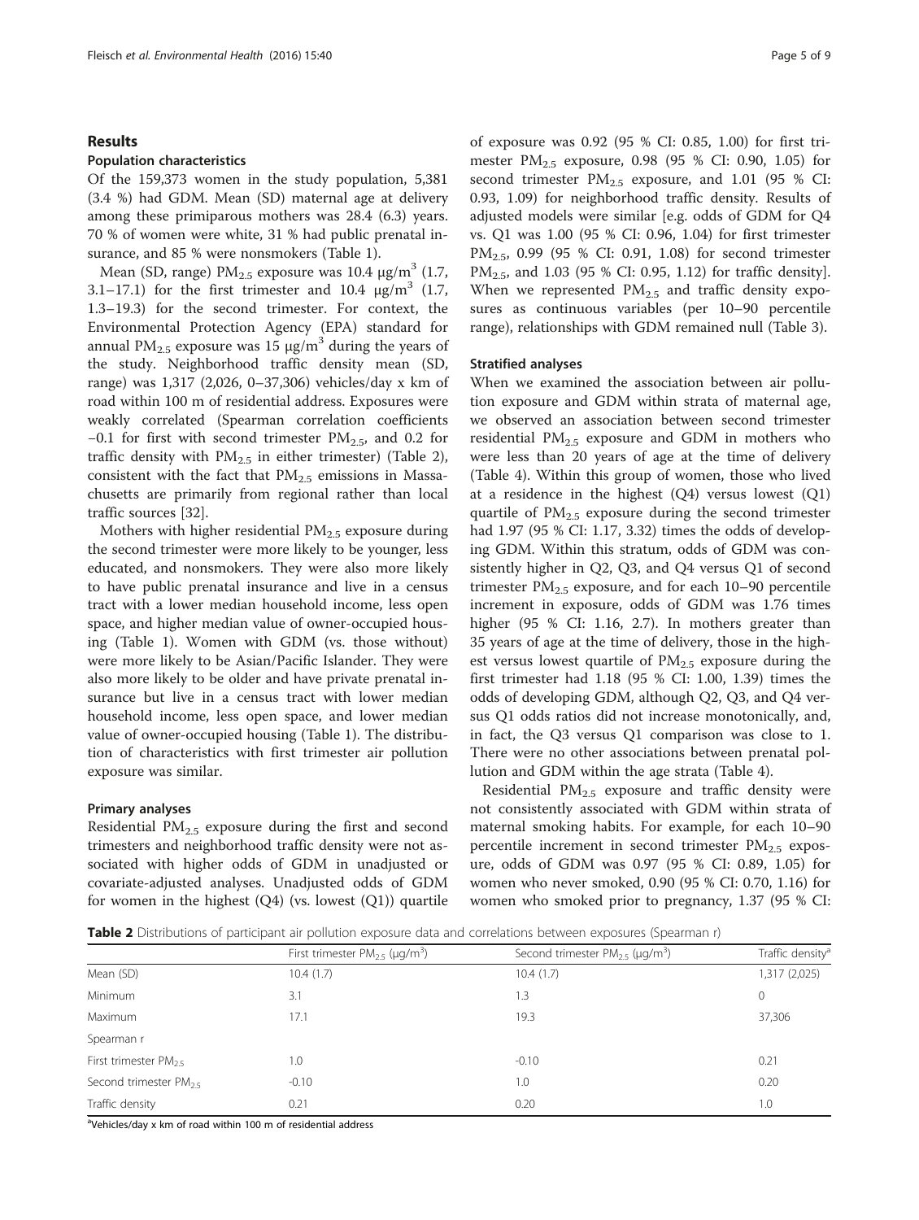## Results

### Population characteristics

Of the 159,373 women in the study population, 5,381 (3.4 %) had GDM. Mean (SD) maternal age at delivery among these primiparous mothers was 28.4 (6.3) years. 70 % of women were white, 31 % had public prenatal insurance, and 85 % were nonsmokers (Table 1).

Mean (SD, range) $PM_{2.5}$ exposure was 10.4 $\mu g/m^3$ (1.7, 3.1–17.1) for the first trimester and 10.4 $\mu g/m^3$ (1.7, 1.3–19.3) for the second trimester. For context, the Environmental Protection Agency (EPA) standard for annual $PM_{2.5}$ exposure was 15 $\mu g/m^3$ during the years of the study. Neighborhood traffic density mean (SD, range) was 1,317 (2,026, 0–37,306) vehicles/day x km of road within 100 m of residential address. Exposures were weakly correlated (Spearman correlation coefficients −0.1 for first with second trimester $PM_{2.5}$, and 0.2 for traffic density with $PM_{2.5}$ in either trimester) (Table 2), consistent with the fact that $PM_{2.5}$ emissions in Massachusetts are primarily from regional rather than local traffic sources [32].

Mothers with higher residential $PM_{2.5}$ exposure during the second trimester were more likely to be younger, less educated, and nonsmokers. They were also more likely to have public prenatal insurance and live in a census tract with a lower median household income, less open space, and higher median value of owner-occupied housing (Table 1). Women with GDM (vs. those without) were more likely to be Asian/Pacific Islander. They were also more likely to be older and have private prenatal insurance but live in a census tract with lower median household income, less open space, and lower median value of owner-occupied housing (Table 1). The distribution of characteristics with first trimester air pollution exposure was similar.

### Primary analyses

Residential $PM_{2.5}$ exposure during the first and second trimesters and neighborhood traffic density were not associated with higher odds of GDM in unadjusted or covariate-adjusted analyses. Unadjusted odds of GDM for women in the highest (Q4) (vs. lowest (Q1)) quartile of exposure was 0.92 (95 % CI: 0.85, 1.00) for first trimester $PM_{2.5}$ exposure, 0.98 (95 % CI: 0.90, 1.05) for second trimester $PM_{2.5}$ exposure, and 1.01 (95 % CI: 0.93, 1.09) for neighborhood traffic density. Results of adjusted models were similar [e.g. odds of GDM for Q4 vs. Q1 was 1.00 (95 % CI: 0.96, 1.04) for first trimester $PM_{2.5}$, 0.99 (95 % CI: 0.91, 1.08) for second trimester $PM_{2.5}$, and 1.03 (95 % CI: 0.95, 1.12) for traffic density]. When we represented $PM_{2.5}$ and traffic density exposures as continuous variables (per 10–90 percentile range), relationships with GDM remained null (Table 3).

### Stratified analyses

When we examined the association between air pollution exposure and GDM within strata of maternal age, we observed an association between second trimester residential $PM_{2.5}$ exposure and GDM in mothers who were less than 20 years of age at the time of delivery (Table 4). Within this group of women, those who lived at a residence in the highest (Q4) versus lowest (Q1) quartile of $PM_{2.5}$ exposure during the second trimester had 1.97 (95 % CI: 1.17, 3.32) times the odds of developing GDM. Within this stratum, odds of GDM was consistently higher in Q2, Q3, and Q4 versus Q1 of second trimester $PM_{2.5}$ exposure, and for each 10–90 percentile increment in exposure, odds of GDM was 1.76 times higher (95 % CI: 1.16, 2.7). In mothers greater than 35 years of age at the time of delivery, those in the highest versus lowest quartile of $PM_{2.5}$ exposure during the first trimester had 1.18 (95 % CI: 1.00, 1.39) times the odds of developing GDM, although Q2, Q3, and Q4 versus Q1 odds ratios did not increase monotonically, and, in fact, the Q3 versus Q1 comparison was close to 1. There were no other associations between prenatal pollution and GDM within the age strata (Table 4).

Residential $PM_{2.5}$ exposure and traffic density were not consistently associated with GDM within strata of maternal smoking habits. For example, for each 10–90 percentile increment in second trimester $PM_{2.5}$ exposure, odds of GDM was 0.97 (95 % CI: 0.89, 1.05) for women who never smoked, 0.90 (95 % CI: 0.70, 1.16) for women who smoked prior to pregnancy, 1.37 (95 % CI:

**Table 2** Distributions of participant air pollution exposure data and correlations between exposures (Spearman r)

| | First trimester $PM_{2.5}$ ($\mu g/m^3$) | Second trimester $PM_{2.5}$ ($\mu g/m^3$) | Traffic density[a] |
|---|---|---|---|
| Mean (SD) | 10.4 (1.7) | 10.4 (1.7) | 1,317 (2,025) |
| Minimum | 3.1 | 1.3 | 0 |
| Maximum | 17.1 | 19.3 | 37,306 |
| Spearman r | | | |
| First trimester $PM_{2.5}$ | 1.0 | -0.10 | 0.21 |
| Second trimester $PM_{2.5}$ | -0.10 | 1.0 | 0.20 |
| Traffic density | 0.21 | 0.20 | 1.0 |

[a]Vehicles/day x km of road within 100 m of residential address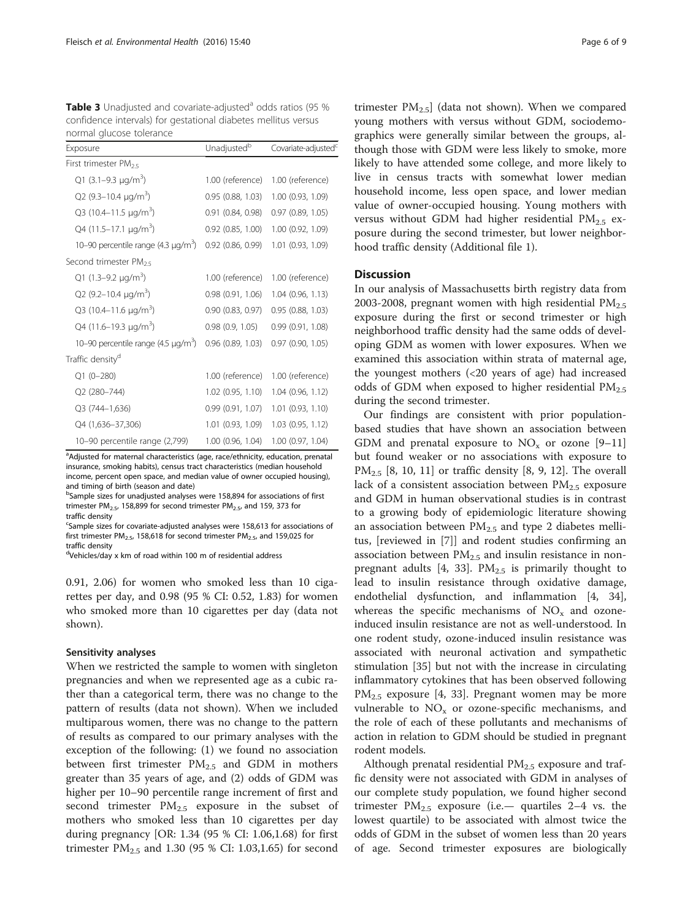**Table 3** Unadjusted and covariate-adjusted[a] odds ratios (95 % confidence intervals) for gestational diabetes mellitus versus normal glucose tolerance

| Exposure | Unadjusted[b] | Covariate-adjusted[c] |
|---|---|---|
| First trimester $PM_{2.5}$ | | |
| Q1 (3.1–9.3 μg/m$^3$) | 1.00 (reference) | 1.00 (reference) |
| Q2 (9.3–10.4 μg/m$^3$) | 0.95 (0.88, 1.03) | 1.00 (0.93, 1.09) |
| Q3 (10.4–11.5 μg/m$^3$) | 0.91 (0.84, 0.98) | 0.97 (0.89, 1.05) |
| Q4 (11.5–17.1 μg/m$^3$) | 0.92 (0.85, 1.00) | 1.00 (0.92, 1.09) |
| 10–90 percentile range (4.3 μg/m$^3$) | 0.92 (0.86, 0.99) | 1.01 (0.93, 1.09) |
| Second trimester $PM_{2.5}$ | | |
| Q1 (1.3–9.2 μg/m$^3$) | 1.00 (reference) | 1.00 (reference) |
| Q2 (9.2–10.4 μg/m$^3$) | 0.98 (0.91, 1.06) | 1.04 (0.96, 1.13) |
| Q3 (10.4–11.6 μg/m$^3$) | 0.90 (0.83, 0.97) | 0.95 (0.88, 1.03) |
| Q4 (11.6–19.3 μg/m$^3$) | 0.98 (0.9, 1.05) | 0.99 (0.91, 1.08) |
| 10–90 percentile range (4.5 μg/m$^3$) | 0.96 (0.89, 1.03) | 0.97 (0.90, 1.05) |
| Traffic density[d] | | |
| Q1 (0–280) | 1.00 (reference) | 1.00 (reference) |
| Q2 (280–744) | 1.02 (0.95, 1.10) | 1.04 (0.96, 1.12) |
| Q3 (744–1,636) | 0.99 (0.91, 1.07) | 1.01 (0.93, 1.10) |
| Q4 (1,636–37,306) | 1.01 (0.93, 1.09) | 1.03 (0.95, 1.12) |
| 10–90 percentile range (2,799) | 1.00 (0.96, 1.04) | 1.00 (0.97, 1.04) |

[a]Adjusted for maternal characteristics (age, race/ethnicity, education, prenatal insurance, smoking habits), census tract characteristics (median household income, percent open space, and median value of owner occupied housing), and timing of birth (season and date)
[b]Sample sizes for unadjusted analyses were 158,894 for associations of first trimester $PM_{2.5}$, 158,899 for second trimester $PM_{2.5}$, and 159, 373 for traffic density
[c]Sample sizes for covariate-adjusted analyses were 158,613 for associations of first trimester $PM_{2.5}$, 158,618 for second trimester $PM_{2.5}$, and 159,025 for traffic density
[d]Vehicles/day x km of road within 100 m of residential address

0.91, 2.06) for women who smoked less than 10 cigarettes per day, and 0.98 (95 % CI: 0.52, 1.83) for women who smoked more than 10 cigarettes per day (data not shown).

### Sensitivity analyses

When we restricted the sample to women with singleton pregnancies and when we represented age as a cubic rather than a categorical term, there was no change to the pattern of results (data not shown). When we included multiparous women, there was no change to the pattern of results as compared to our primary analyses with the exception of the following: (1) we found no association between first trimester $PM_{2.5}$ and GDM in mothers greater than 35 years of age, and (2) odds of GDM was higher per 10–90 percentile range increment of first and second trimester $PM_{2.5}$ exposure in the subset of mothers who smoked less than 10 cigarettes per day during pregnancy [OR: 1.34 (95 % CI: 1.06,1.68) for first trimester $PM_{2.5}$ and 1.30 (95 % CI: 1.03,1.65) for second trimester $PM_{2.5}$] (data not shown). When we compared young mothers with versus without GDM, sociodemographics were generally similar between the groups, although those with GDM were less likely to smoke, more likely to have attended some college, and more likely to live in census tracts with somewhat lower median household income, less open space, and lower median value of owner-occupied housing. Young mothers with versus without GDM had higher residential $PM_{2.5}$ exposure during the second trimester, but lower neighborhood traffic density (Additional file 1).

## Discussion

In our analysis of Massachusetts birth registry data from 2003-2008, pregnant women with high residential $PM_{2.5}$ exposure during the first or second trimester or high neighborhood traffic density had the same odds of developing GDM as women with lower exposures. When we examined this association within strata of maternal age, the youngest mothers (<20 years of age) had increased odds of GDM when exposed to higher residential $PM_{2.5}$ during the second trimester.

Our findings are consistent with prior population-based studies that have shown an association between GDM and prenatal exposure to $NO_x$ or ozone [9–11] but found weaker or no associations with exposure to $PM_{2.5}$ [8, 10, 11] or traffic density [8, 9, 12]. The overall lack of a consistent association between $PM_{2.5}$ exposure and GDM in human observational studies is in contrast to a growing body of epidemiologic literature showing an association between $PM_{2.5}$ and type 2 diabetes mellitus, [reviewed in [7]] and rodent studies confirming an association between $PM_{2.5}$ and insulin resistance in non-pregnant adults [4, 33]. $PM_{2.5}$ is primarily thought to lead to insulin resistance through oxidative damage, endothelial dysfunction, and inflammation [4, 34], whereas the specific mechanisms of $NO_x$ and ozone-induced insulin resistance are not as well-understood. In one rodent study, ozone-induced insulin resistance was associated with neuronal activation and sympathetic stimulation [35] but not with the increase in circulating inflammatory cytokines that has been observed following $PM_{2.5}$ exposure [4, 33]. Pregnant women may be more vulnerable to $NO_x$ or ozone-specific mechanisms, and the role of each of these pollutants and mechanisms of action in relation to GDM should be studied in pregnant rodent models.

Although prenatal residential $PM_{2.5}$ exposure and traffic density were not associated with GDM in analyses of our complete study population, we found higher second trimester $PM_{2.5}$ exposure (i.e.— quartiles 2–4 vs. the lowest quartile) to be associated with almost twice the odds of GDM in the subset of women less than 20 years of age. Second trimester exposures are biologically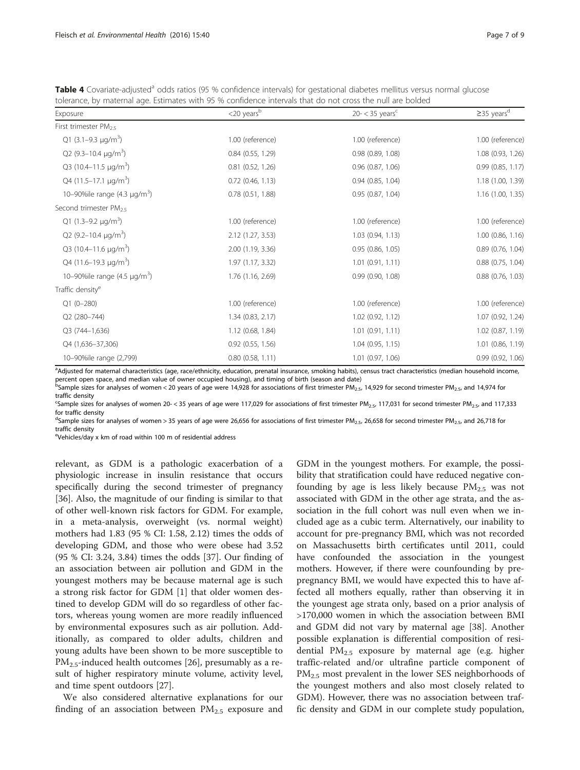**Table 4** Covariate-adjusted[a] odds ratios (95 % confidence intervals) for gestational diabetes mellitus versus normal glucose tolerance, by maternal age. Estimates with 95 % confidence intervals that do not cross the null are bolded

| Exposure | <20 years[b] | 20- < 35 years[c] | ≥35 years[d] |
|---|---|---|---|
| First trimester $PM_{2.5}$ | | | |
| Q1 (3.1–9.3 μg/m$^3$) | 1.00 (reference) | 1.00 (reference) | 1.00 (reference) |
| Q2 (9.3–10.4 μg/m$^3$) | 0.84 (0.55, 1.29) | 0.98 (0.89, 1.08) | 1.08 (0.93, 1.26) |
| Q3 (10.4–11.5 μg/m$^3$) | 0.81 (0.52, 1.26) | 0.96 (0.87, 1.06) | 0.99 (0.85, 1.17) |
| Q4 (11.5–17.1 μg/m$^3$) | 0.72 (0.46, 1.13) | 0.94 (0.85, 1.04) | 1.18 (1.00, 1.39) |
| 10–90%ile range (4.3 μg/m$^3$) | 0.78 (0.51, 1.88) | 0.95 (0.87, 1.04) | 1.16 (1.00, 1.35) |
| Second trimester $PM_{2.5}$ | | | |
| Q1 (1.3–9.2 μg/m$^3$) | 1.00 (reference) | 1.00 (reference) | 1.00 (reference) |
| Q2 (9.2–10.4 μg/m$^3$) | 2.12 (1.27, 3.53) | 1.03 (0.94, 1.13) | 1.00 (0.86, 1.16) |
| Q3 (10.4–11.6 μg/m$^3$) | 2.00 (1.19, 3.36) | 0.95 (0.86, 1.05) | 0.89 (0.76, 1.04) |
| Q4 (11.6–19.3 μg/m$^3$) | 1.97 (1.17, 3.32) | 1.01 (0.91, 1.11) | 0.88 (0.75, 1.04) |
| 10–90%ile range (4.5 μg/m$^3$) | 1.76 (1.16, 2.69) | 0.99 (0.90, 1.08) | 0.88 (0.76, 1.03) |
| Traffic density[e] | | | |
| Q1 (0–280) | 1.00 (reference) | 1.00 (reference) | 1.00 (reference) |
| Q2 (280–744) | 1.34 (0.83, 2.17) | 1.02 (0.92, 1.12) | 1.07 (0.92, 1.24) |
| Q3 (744–1,636) | 1.12 (0.68, 1.84) | 1.01 (0.91, 1.11) | 1.02 (0.87, 1.19) |
| Q4 (1,636–37,306) | 0.92 (0.55, 1.56) | 1.04 (0.95, 1.15) | 1.01 (0.86, 1.19) |
| 10–90%ile range (2,799) | 0.80 (0.58, 1.11) | 1.01 (0.97, 1.06) | 0.99 (0.92, 1.06) |

[a]Adjusted for maternal characteristics (age, race/ethnicity, education, prenatal insurance, smoking habits), census tract characteristics (median household income, percent open space, and median value of owner occupied housing), and timing of birth (season and date)
[b]Sample sizes for analyses of women < 20 years of age were 14,928 for associations of first trimester $PM_{2.5}$, 14,929 for second trimester $PM_{2.5}$, and 14,974 for traffic density
[c]Sample sizes for analyses of women 20- < 35 years of age were 117,029 for associations of first trimester $PM_{2.5}$, 117,031 for second trimester $PM_{2.5}$, and 117,333 for traffic density
[d]Sample sizes for analyses of women > 35 years of age were 26,656 for associations of first trimester $PM_{2.5}$, 26,658 for second trimester $PM_{2.5}$, and 26,718 for traffic density
[e]Vehicles/day x km of road within 100 m of residential address

relevant, as GDM is a pathologic exacerbation of a physiologic increase in insulin resistance that occurs specifically during the second trimester of pregnancy [36]. Also, the magnitude of our finding is similar to that of other well-known risk factors for GDM. For example, in a meta-analysis, overweight (vs. normal weight) mothers had 1.83 (95 % CI: 1.58, 2.12) times the odds of developing GDM, and those who were obese had 3.52 (95 % CI: 3.24, 3.84) times the odds [37]. Our finding of an association between air pollution and GDM in the youngest mothers may be because maternal age is such a strong risk factor for GDM [1] that older women destined to develop GDM will do so regardless of other factors, whereas young women are more readily influenced by environmental exposures such as air pollution. Additionally, as compared to older adults, children and young adults have been shown to be more susceptible to $PM_{2.5}$-induced health outcomes [26], presumably as a result of higher respiratory minute volume, activity level, and time spent outdoors [27].

We also considered alternative explanations for our finding of an association between $PM_{2.5}$ exposure and GDM in the youngest mothers. For example, the possibility that stratification could have reduced negative confounding by age is less likely because $PM_{2.5}$ was not associated with GDM in the other age strata, and the association in the full cohort was null even when we included age as a cubic term. Alternatively, our inability to account for pre-pregnancy BMI, which was not recorded on Massachusetts birth certificates until 2011, could have confounded the association in the youngest mothers. However, if there were counfounding by pre-pregnancy BMI, we would have expected this to have affected all mothers equally, rather than observing it in the youngest age strata only, based on a prior analysis of >170,000 women in which the association between BMI and GDM did not vary by maternal age [38]. Another possible explanation is differential composition of residential $PM_{2.5}$ exposure by maternal age (e.g. higher traffic-related and/or ultrafine particle component of $PM_{2.5}$ most prevalent in the lower SES neighborhoods of the youngest mothers and also most closely related to GDM). However, there was no association between traffic density and GDM in our complete study population,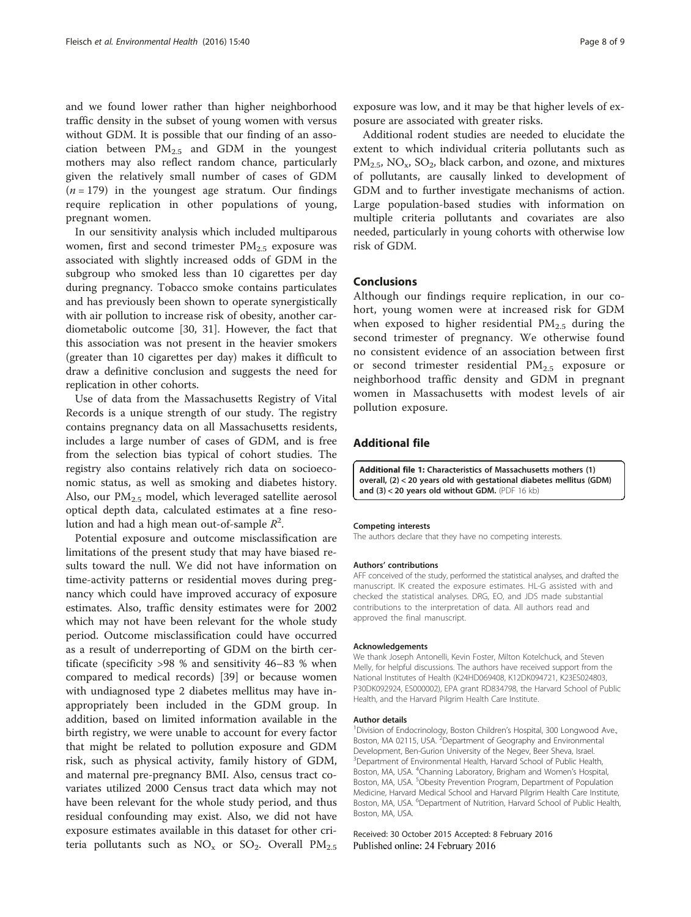and we found lower rather than higher neighborhood traffic density in the subset of young women with versus without GDM. It is possible that our finding of an association between $PM_{2.5}$ and GDM in the youngest mothers may also reflect random chance, particularly given the relatively small number of cases of GDM ($n = 179$) in the youngest age stratum. Our findings require replication in other populations of young, pregnant women.

In our sensitivity analysis which included multiparous women, first and second trimester $PM_{2.5}$ exposure was associated with slightly increased odds of GDM in the subgroup who smoked less than 10 cigarettes per day during pregnancy. Tobacco smoke contains particulates and has previously been shown to operate synergistically with air pollution to increase risk of obesity, another cardiometabolic outcome [30, 31]. However, the fact that this association was not present in the heavier smokers (greater than 10 cigarettes per day) makes it difficult to draw a definitive conclusion and suggests the need for replication in other cohorts.

Use of data from the Massachusetts Registry of Vital Records is a unique strength of our study. The registry contains pregnancy data on all Massachusetts residents, includes a large number of cases of GDM, and is free from the selection bias typical of cohort studies. The registry also contains relatively rich data on socioeconomic status, as well as smoking and diabetes history. Also, our $PM_{2.5}$ model, which leveraged satellite aerosol optical depth data, calculated estimates at a fine resolution and had a high mean out-of-sample $R^2$.

Potential exposure and outcome misclassification are limitations of the present study that may have biased results toward the null. We did not have information on time-activity patterns or residential moves during pregnancy which could have improved accuracy of exposure estimates. Also, traffic density estimates were for 2002 which may not have been relevant for the whole study period. Outcome misclassification could have occurred as a result of underreporting of GDM on the birth certificate (specificity >98 % and sensitivity 46–83 % when compared to medical records) [39] or because women with undiagnosed type 2 diabetes mellitus may have inappropriately been included in the GDM group. In addition, based on limited information available in the birth registry, we were unable to account for every factor that might be related to pollution exposure and GDM risk, such as physical activity, family history of GDM, and maternal pre-pregnancy BMI. Also, census tract covariates utilized 2000 Census tract data which may not have been relevant for the whole study period, and thus residual confounding may exist. Also, we did not have exposure estimates available in this dataset for other criteria pollutants such as $NO_x$ or $SO_2$. Overall $PM_{2.5}$ exposure was low, and it may be that higher levels of exposure are associated with greater risks.

Additional rodent studies are needed to elucidate the extent to which individual criteria pollutants such as $PM_{2.5}$, $NO_x$, $SO_2$, black carbon, and ozone, and mixtures of pollutants, are causally linked to development of GDM and to further investigate mechanisms of action. Large population-based studies with information on multiple criteria pollutants and covariates are also needed, particularly in young cohorts with otherwise low risk of GDM.

## Conclusions

Although our findings require replication, in our cohort, young women were at increased risk for GDM when exposed to higher residential $PM_{2.5}$ during the second trimester of pregnancy. We otherwise found no consistent evidence of an association between first or second trimester residential $PM_{2.5}$ exposure or neighborhood traffic density and GDM in pregnant women in Massachusetts with modest levels of air pollution exposure.

## Additional file

**Additional file 1: Characteristics of Massachusetts mothers (1) overall, (2) < 20 years old with gestational diabetes mellitus (GDM) and (3) < 20 years old without GDM.** (PDF 16 kb)

#### Competing interests
The authors declare that they have no competing interests.

#### Authors' contributions
AFF conceived of the study, performed the statistical analyses, and drafted the manuscript. IK created the exposure estimates. HL-G assisted with and checked the statistical analyses. DRG, EO, and JDS made substantial contributions to the interpretation of data. All authors read and approved the final manuscript.

#### Acknowledgements
We thank Joseph Antonelli, Kevin Foster, Milton Kotelchuck, and Steven Melly, for helpful discussions. The authors have received support from the National Institutes of Health (K24HD069408, K12DK094721, K23ES024803, P30DK092924, ES000002), EPA grant RD834798, the Harvard School of Public Health, and the Harvard Pilgrim Health Care Institute.

#### Author details
[1]Division of Endocrinology, Boston Children's Hospital, 300 Longwood Ave., Boston, MA 02115, USA. [2]Department of Geography and Environmental Development, Ben-Gurion University of the Negev, Beer Sheva, Israel. [3]Department of Environmental Health, Harvard School of Public Health, Boston, MA, USA. [4]Channing Laboratory, Brigham and Women's Hospital, Boston, MA, USA. [5]Obesity Prevention Program, Department of Population Medicine, Harvard Medical School and Harvard Pilgrim Health Care Institute, Boston, MA, USA. [6]Department of Nutrition, Harvard School of Public Health, Boston, MA, USA.

Received: 30 October 2015 Accepted: 8 February 2016
Published online: 24 February 2016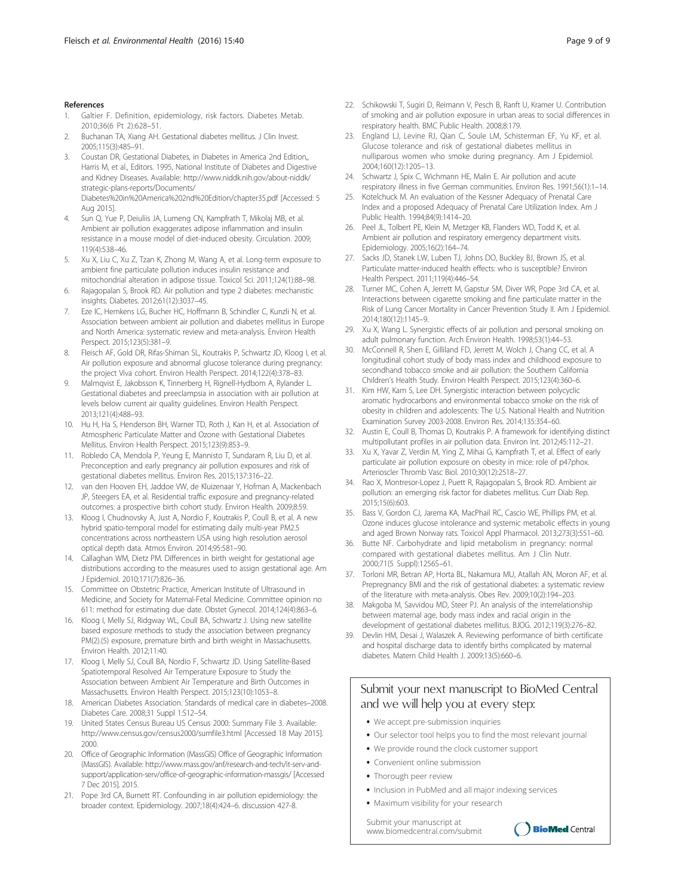## References

1. Galtier F. Definition, epidemiology, risk factors. Diabetes Metab. 2010;36(6 Pt 2):628–51.
2. Buchanan TA, Xiang AH. Gestational diabetes mellitus. J Clin Invest. 2005;115(3):485–91.
3. Coustan DR, Gestational Diabetes, in Diabetes in America 2nd Edition,, Harris M, et al., Editors. 1995, National Institute of Diabetes and Digestive and Kidney Diseases. Available: http://www.niddk.nih.gov/about-niddk/strategic-plans-reports/Documents/Diabetes%20in%20America%202nd%20Edition/chapter35.pdf [Accessed: 5 Aug 2015].
4. Sun Q, Yue P, Deiuliis JA, Lumeng CN, Kampfrath T, Mikolaj MB, et al. Ambient air pollution exaggerates adipose inflammation and insulin resistance in a mouse model of diet-induced obesity. Circulation. 2009;119(4):538–46.
5. Xu X, Liu C, Xu Z, Tzan K, Zhong M, Wang A, et al. Long-term exposure to ambient fine particulate pollution induces insulin resistance and mitochondrial alteration in adipose tissue. Toxicol Sci. 2011;124(1):88–98.
6. Rajagopalan S, Brook RD. Air pollution and type 2 diabetes: mechanistic insights. Diabetes. 2012;61(12):3037–45.
7. Eze IC, Hemkens LG, Bucher HC, Hoffmann B, Schindler C, Kunzli N, et al. Association between ambient air pollution and diabetes mellitus in Europe and North America: systematic review and meta-analysis. Environ Health Perspect. 2015;123(5):381–9.
8. Fleisch AF, Gold DR, Rifas-Shiman SL, Koutrakis P, Schwartz JD, Kloog I, et al. Air pollution exposure and abnormal glucose tolerance during pregnancy: the project Viva cohort. Environ Health Perspect. 2014;122(4):378–83.
9. Malmqvist E, Jakobsson K, Tinnerberg H, Rignell-Hydbom A, Rylander L. Gestational diabetes and preeclampsia in association with air pollution at levels below current air quality guidelines. Environ Health Perspect. 2013;121(4):488–93.
10. Hu H, Ha S, Henderson BH, Warner TD, Roth J, Kan H, et al. Association of Atmospheric Particulate Matter and Ozone with Gestational Diabetes Mellitus. Environ Health Perspect. 2015;123(9):853–9.
11. Robledo CA, Mendola P, Yeung E, Mannisto T, Sundaram R, Liu D, et al. Preconception and early pregnancy air pollution exposures and risk of gestational diabetes mellitus. Environ Res. 2015;137:316–22.
12. van den Hooven EH, Jaddoe VW, de Kluizenaar Y, Hofman A, Mackenbach JP, Steegers EA, et al. Residential traffic exposure and pregnancy-related outcomes: a prospective birth cohort study. Environ Health. 2009;8:59.
13. Kloog I, Chudnovsky A, Just A, Nordio F, Koutrakis P, Coull B, et al. A new hybrid spatio-temporal model for estimating daily multi-year PM2.5 concentrations across northeastern USA using high resolution aerosol optical depth data. Atmos Environ. 2014;95:581–90.
14. Callaghan WM, Dietz PM. Differences in birth weight for gestational age distributions according to the measures used to assign gestational age. Am J Epidemiol. 2010;171(7):826–36.
15. Committee on Obstetric Practice, American Institute of Ultrasound in Medicine, and Society for Maternal-Fetal Medicine. Committee opinion no 611: method for estimating due date. Obstet Gynecol. 2014;124(4):863–6.
16. Kloog I, Melly SJ, Ridgway WL, Coull BA, Schwartz J. Using new satellite based exposure methods to study the association between pregnancy PM(2).(5) exposure, premature birth and birth weight in Massachusetts. Environ Health. 2012;11:40.
17. Kloog I, Melly SJ, Coull BA, Nordio F, Schwartz JD. Using Satellite-Based Spatiotemporal Resolved Air Temperature Exposure to Study the Association between Ambient Air Temperature and Birth Outcomes in Massachusetts. Environ Health Perspect. 2015;123(10):1053–8.
18. American Diabetes Association. Standards of medical care in diabetes–2008. Diabetes Care. 2008;31 Suppl 1:S12–54.
19. United States Census Bureau US Census 2000: Summary File 3. Available: http://www.census.gov/census2000/sumfile3.html [Accessed 18 May 2015]. 2000.
20. Office of Geographic Information (MassGIS) Office of Geographic Information (MassGIS). Available: http://www.mass.gov/anf/research-and-tech/it-serv-and-support/application-serv/office-of-geographic-information-massgis/ [Accessed 7 Dec 2015]. 2015.
21. Pope 3rd CA, Burnett RT. Confounding in air pollution epidemiology: the broader context. Epidemiology. 2007;18(4):424–6. discussion 427-8.
22. Schikowski T, Sugiri D, Reimann V, Pesch B, Ranft U, Kramer U. Contribution of smoking and air pollution exposure in urban areas to social differences in respiratory health. BMC Public Health. 2008;8:179.
23. England LJ, Levine RJ, Qian C, Soule LM, Schisterman EF, Yu KF, et al. Glucose tolerance and risk of gestational diabetes mellitus in nulliparous women who smoke during pregnancy. Am J Epidemiol. 2004;160(12):1205–13.
24. Schwartz J, Spix C, Wichmann HE, Malin E. Air pollution and acute respiratory illness in five German communities. Environ Res. 1991;56(1):1–14.
25. Kotelchuck M. An evaluation of the Kessner Adequacy of Prenatal Care Index and a proposed Adequacy of Prenatal Care Utilization Index. Am J Public Health. 1994;84(9):1414–20.
26. Peel JL, Tolbert PE, Klein M, Metzger KB, Flanders WD, Todd K, et al. Ambient air pollution and respiratory emergency department visits. Epidemiology. 2005;16(2):164–74.
27. Sacks JD, Stanek LW, Luben TJ, Johns DO, Buckley BJ, Brown JS, et al. Particulate matter-induced health effects: who is susceptible? Environ Health Perspect. 2011;119(4):446–54.
28. Turner MC, Cohen A, Jerrett M, Gapstur SM, Diver WR, Pope 3rd CA, et al. Interactions between cigarette smoking and fine particulate matter in the Risk of Lung Cancer Mortality in Cancer Prevention Study II. Am J Epidemiol. 2014;180(12):1145–9.
29. Xu X, Wang L. Synergistic effects of air pollution and personal smoking on adult pulmonary function. Arch Environ Health. 1998;53(1):44–53.
30. McConnell R, Shen E, Gilliland FD, Jerrett M, Wolch J, Chang CC, et al. A longitudinal cohort study of body mass index and childhood exposure to secondhand tobacco smoke and air pollution: the Southern California Children's Health Study. Environ Health Perspect. 2015;123(4):360–6.
31. Kim HW, Kam S, Lee DH. Synergistic interaction between polycyclic aromatic hydrocarbons and environmental tobacco smoke on the risk of obesity in children and adolescents: The U.S. National Health and Nutrition Examination Survey 2003-2008. Environ Res. 2014;135:354–60.
32. Austin E, Coull B, Thomas D, Koutrakis P. A framework for identifying distinct multipollutant profiles in air pollution data. Environ Int. 2012;45:112–21.
33. Xu X, Yavar Z, Verdin M, Ying Z, Mihai G, Kampfrath T, et al. Effect of early particulate air pollution exposure on obesity in mice: role of p47phox. Arterioscler Thromb Vasc Biol. 2010;30(12):2518–27.
34. Rao X, Montresor-Lopez J, Puett R, Rajagopalan S, Brook RD. Ambient air pollution: an emerging risk factor for diabetes mellitus. Curr Diab Rep. 2015;15(6):603.
35. Bass V, Gordon CJ, Jarema KA, MacPhail RC, Cascio WE, Phillips PM, et al. Ozone induces glucose intolerance and systemic metabolic effects in young and aged Brown Norway rats. Toxicol Appl Pharmacol. 2013;273(3):551–60.
36. Butte NF. Carbohydrate and lipid metabolism in pregnancy: normal compared with gestational diabetes mellitus. Am J Clin Nutr. 2000;71(5 Suppl):1256S–61.
37. Torloni MR, Betran AP, Horta BL, Nakamura MU, Atallah AN, Moron AF, et al. Prepregnancy BMI and the risk of gestational diabetes: a systematic review of the literature with meta-analysis. Obes Rev. 2009;10(2):194–203.
38. Makgoba M, Savvidou MD, Steer PJ. An analysis of the interrelationship between maternal age, body mass index and racial origin in the development of gestational diabetes mellitus. BJOG. 2012;119(3):276–82.
39. Devlin HM, Desai J, Walaszek A. Reviewing performance of birth certificate and hospital discharge data to identify births complicated by maternal diabetes. Matern Child Health J. 2009;13(5):660–6.

Submit your next manuscript to BioMed Central and we will help you at every step:

- We accept pre-submission inquiries
- Our selector tool helps you to find the most relevant journal
- We provide round the clock customer support
- Convenient online submission
- Thorough peer review
- Inclusion in PubMed and all major indexing services
- Maximum visibility for your research

Submit your manuscript at www.biomedcentral.com/submit

BioMed Central